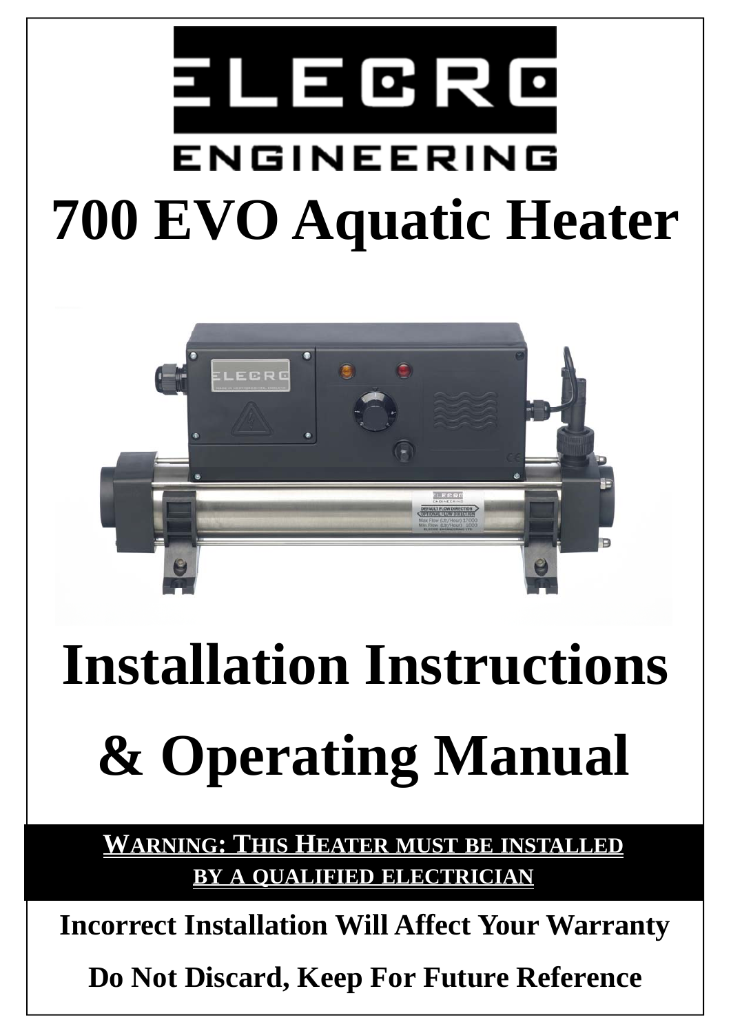# ELECRO ENGINEERING

# 700 EVO Aquatic Heater

# Installation Instructions & Operating Manual

**WARNING: THIS HEATER MUST BE INSTALLED BY A QUALIFIED ELECTRICIAN**

**Incorrect Installation Will Affect Your Warranty**

**Do Not Discard, Keep For Future Reference**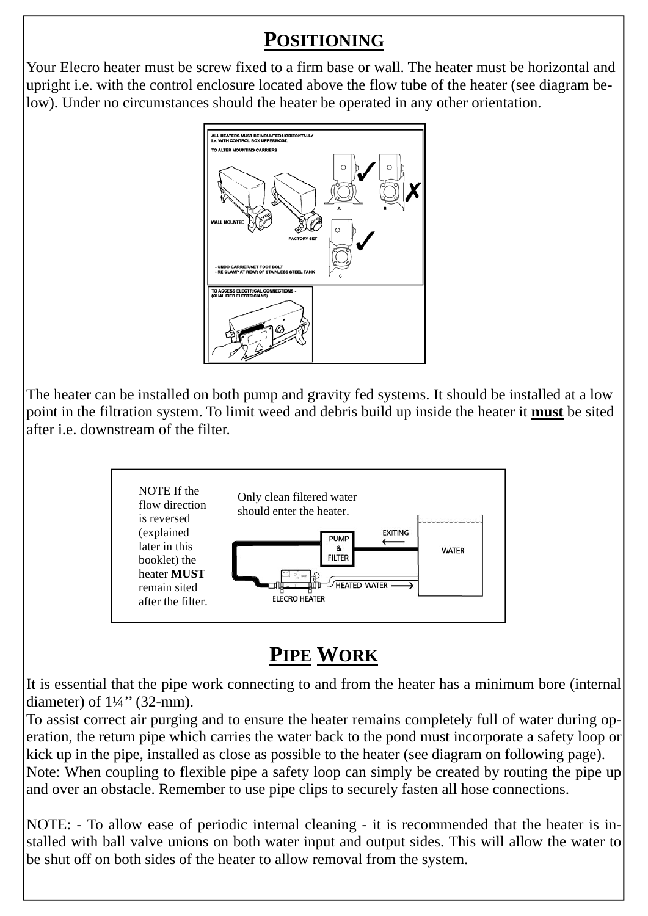## POSITIONING

Your Elecro heater must be screw fixed to a firm base or wall. The heater must be horizontal and upright i.e. with the control enclosure located above the flow tube of the heater (see diagram below). Under no circumstances should the heater be operated in any other orientation.

The heater can be installed on both pump and gravity fed systems. It should be installed at a low point in the filtration system. To limit weed and debris build up inside the heater it **must** be sited after i.e. downstream of the filter.

NOTE If the flow direction is reversed (explained later in this booklet) the heater **MUST** remain sited after the filter.

Only clean filtered water should enter the heater.

## PIPE WORK

It is essential that the pipe work connecting to and from the heater has a minimum bore (internal diameter) of 1¼'' (32-mm).

To assist correct air purging and to ensure the heater remains completely full of water during operation, the return pipe which carries the water back to the pond must incorporate a safety loop or kick up in the pipe, installed as close as possible to the heater (see diagram on following page).

Note: When coupling to flexible pipe a safety loop can simply be created by routing the pipe up and over an obstacle. Remember to use pipe clips to securely fasten all hose connections.

NOTE: - To allow ease of periodic internal cleaning - it is recommended that the heater is installed with ball valve unions on both water input and output sides. This will allow the water to be shut off on both sides of the heater to allow removal from the system.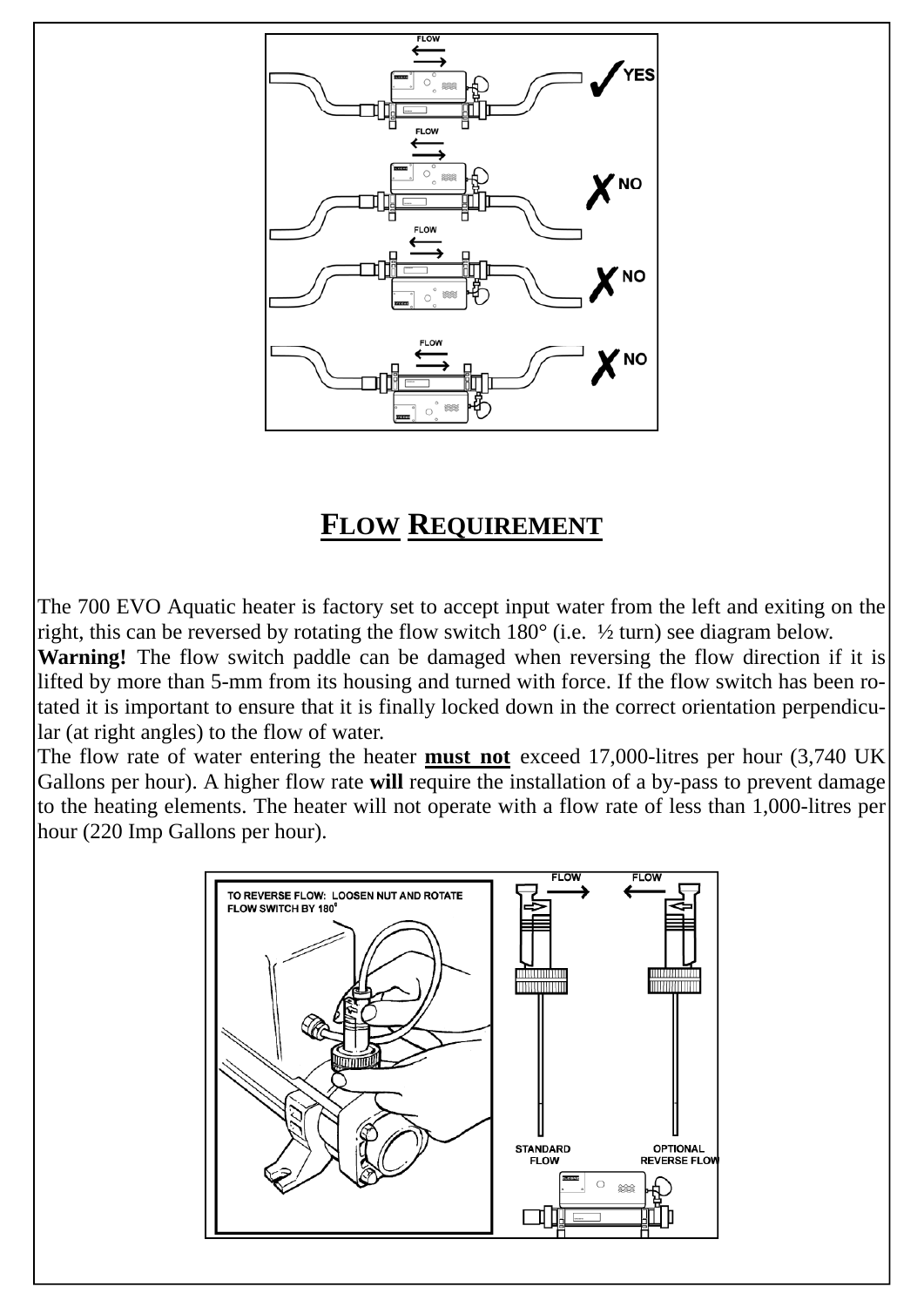## FLOW REQUIREMENT

The 700 EVO Aquatic heater is factory set to accept input water from the left and exiting on the right, this can be reversed by rotating the flow switch 180° (i.e. ½ turn) see diagram below.

**Warning!** The flow switch paddle can be damaged when reversing the flow direction if it is lifted by more than 5-mm from its housing and turned with force. If the flow switch has been rotated it is important to ensure that it is finally locked down in the correct orientation perpendicular (at right angles) to the flow of water.

The flow rate of water entering the heater **must not** exceed 17,000-litres per hour (3,740 UK Gallons per hour). A higher flow rate **will** require the installation of a by-pass to prevent damage to the heating elements. The heater will not operate with a flow rate of less than 1,000-litres per hour (220 Imp Gallons per hour).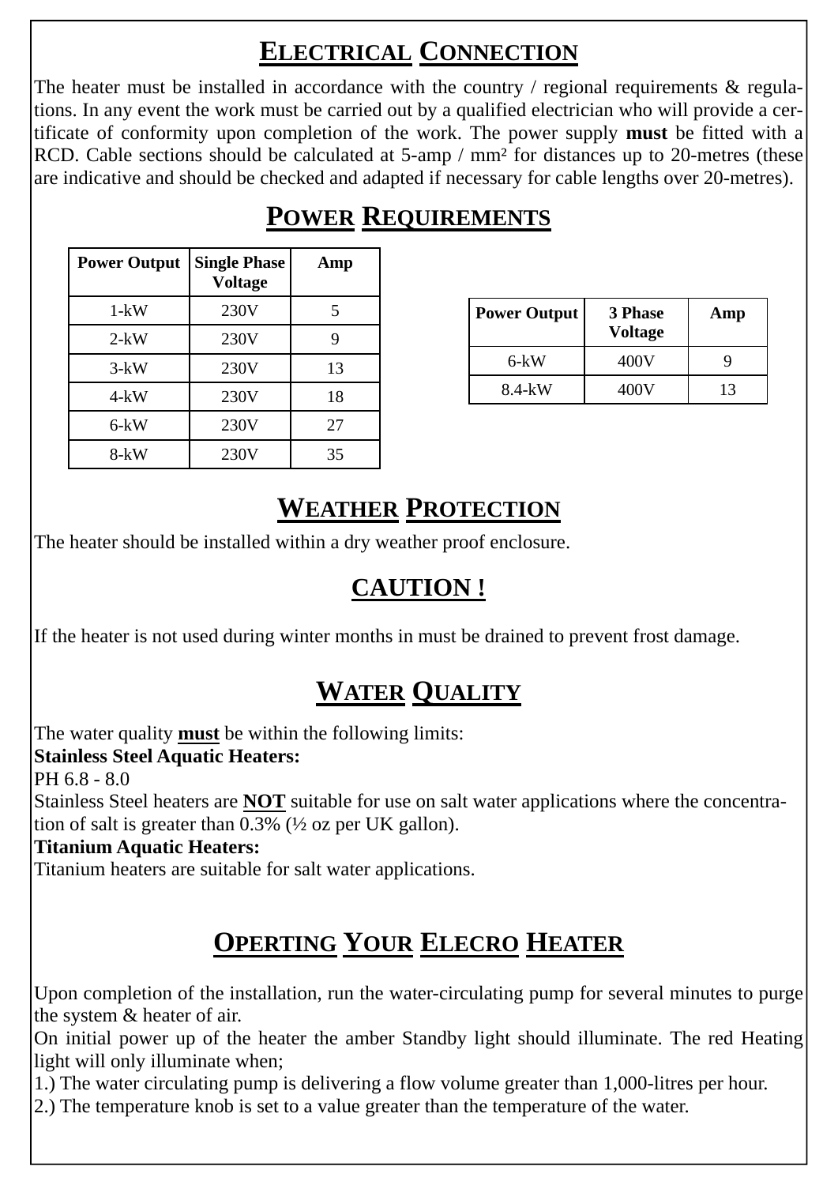## ELECTRICAL CONNECTION

The heater must be installed in accordance with the country / regional requirements & regulations. In any event the work must be carried out by a qualified electrician who will provide a certificate of conformity upon completion of the work. The power supply **must** be fitted with a RCD. Cable sections should be calculated at 5-amp / mm² for distances up to 20-metres (these are indicative and should be checked and adapted if necessary for cable lengths over 20-metres).

## POWER REQUIREMENTS

| Power Output | Single Phase Voltage | Amp |
|---|---|---|
| 1-kW | 230V | 5 |
| 2-kW | 230V | 9 |
| 3-kW | 230V | 13 |
| 4-kW | 230V | 18 |
| 6-kW | 230V | 27 |
| 8-kW | 230V | 35 |

| Power Output | 3 Phase Voltage | Amp |
|---|---|---|
| 6-kW | 400V | 9 |
| 8.4-kW | 400V | 13 |

## WEATHER PROTECTION

The heater should be installed within a dry weather proof enclosure.

## CAUTION !

If the heater is not used during winter months in must be drained to prevent frost damage.

## WATER QUALITY

The water quality **must** be within the following limits:

**Stainless Steel Aquatic Heaters:**

PH 6.8 - 8.0

Stainless Steel heaters are **NOT** suitable for use on salt water applications where the concentration of salt is greater than 0.3% (½ oz per UK gallon).

**Titanium Aquatic Heaters:**

Titanium heaters are suitable for salt water applications.

## OPERTING YOUR ELECRO HEATER

Upon completion of the installation, run the water-circulating pump for several minutes to purge the system & heater of air.

On initial power up of the heater the amber Standby light should illuminate. The red Heating light will only illuminate when;

1.) The water circulating pump is delivering a flow volume greater than 1,000-litres per hour.

2.) The temperature knob is set to a value greater than the temperature of the water.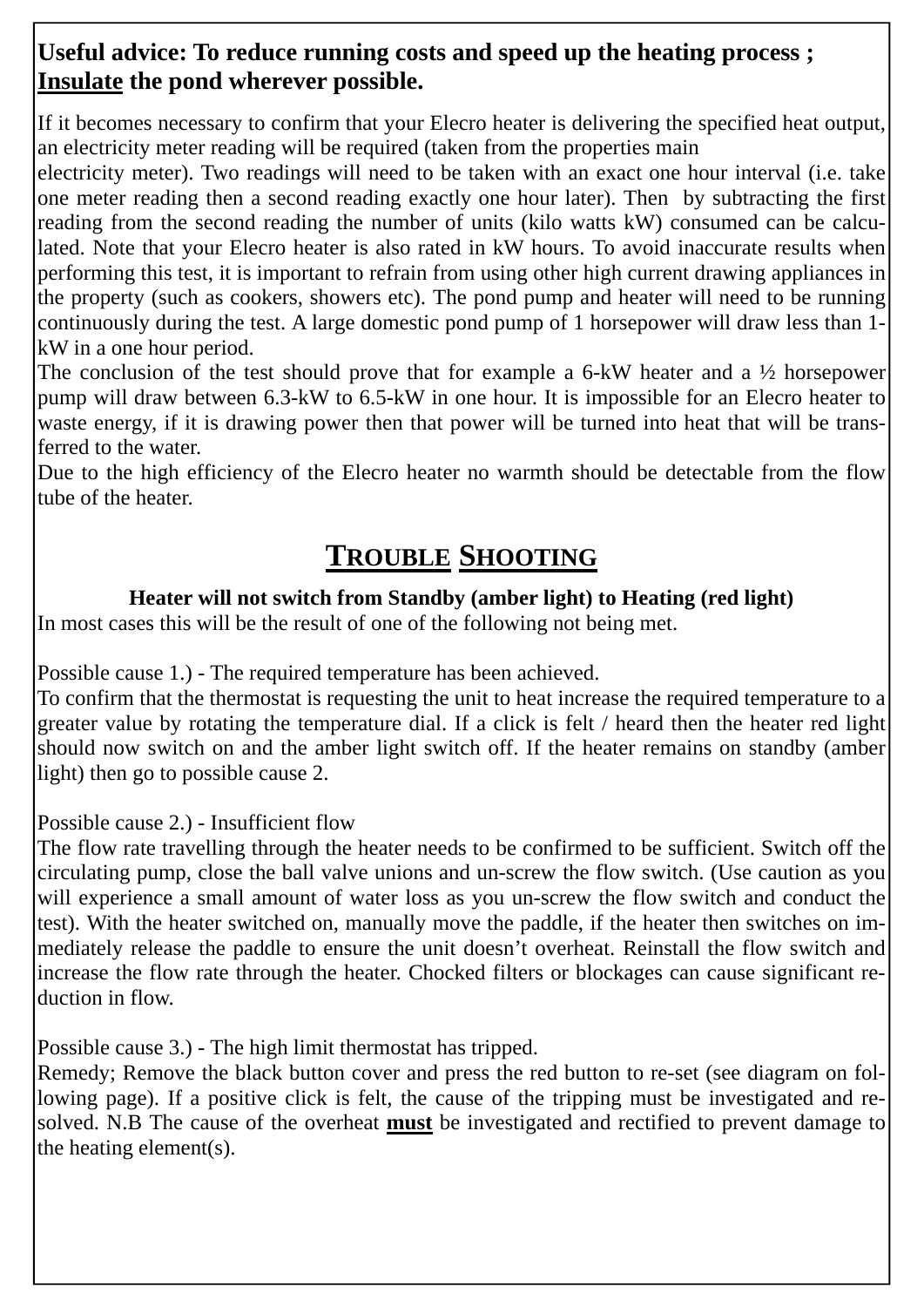**Useful advice: To reduce running costs and speed up the heating process ; Insulate the pond wherever possible.**

If it becomes necessary to confirm that your Elecro heater is delivering the specified heat output, an electricity meter reading will be required (taken from the properties main electricity meter). Two readings will need to be taken with an exact one hour interval (i.e. take one meter reading then a second reading exactly one hour later). Then by subtracting the first reading from the second reading the number of units (kilo watts kW) consumed can be calculated. Note that your Elecro heater is also rated in kW hours. To avoid inaccurate results when performing this test, it is important to refrain from using other high current drawing appliances in the property (such as cookers, showers etc). The pond pump and heater will need to be running continuously during the test. A large domestic pond pump of 1 horsepower will draw less than 1-kW in a one hour period.
The conclusion of the test should prove that for example a 6-kW heater and a ½ horsepower pump will draw between 6.3-kW to 6.5-kW in one hour. It is impossible for an Elecro heater to waste energy, if it is drawing power then that power will be turned into heat that will be transferred to the water.
Due to the high efficiency of the Elecro heater no warmth should be detectable from the flow tube of the heater.

# TROUBLE SHOOTING

**Heater will not switch from Standby (amber light) to Heating (red light)**

In most cases this will be the result of one of the following not being met.

Possible cause 1.) - The required temperature has been achieved.
To confirm that the thermostat is requesting the unit to heat increase the required temperature to a greater value by rotating the temperature dial. If a click is felt / heard then the heater red light should now switch on and the amber light switch off. If the heater remains on standby (amber light) then go to possible cause 2.

Possible cause 2.) - Insufficient flow
The flow rate travelling through the heater needs to be confirmed to be sufficient. Switch off the circulating pump, close the ball valve unions and un-screw the flow switch. (Use caution as you will experience a small amount of water loss as you un-screw the flow switch and conduct the test). With the heater switched on, manually move the paddle, if the heater then switches on immediately release the paddle to ensure the unit doesn't overheat. Reinstall the flow switch and increase the flow rate through the heater. Chocked filters or blockages can cause significant reduction in flow.

Possible cause 3.) - The high limit thermostat has tripped.
Remedy; Remove the black button cover and press the red button to re-set (see diagram on following page). If a positive click is felt, the cause of the tripping must be investigated and resolved. N.B The cause of the overheat **must** be investigated and rectified to prevent damage to the heating element(s).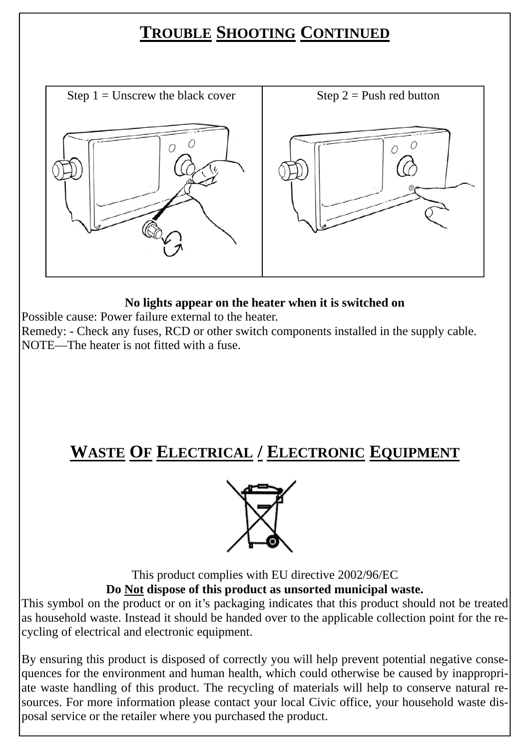## TROUBLE SHOOTING CONTINUED

| Step 1 = Unscrew the black cover | Step 2 = Push red button |
|---|---|
| | |

**No lights appear on the heater when it is switched on**

Possible cause: Power failure external to the heater.

Remedy: - Check any fuses, RCD or other switch components installed in the supply cable.

NOTE—The heater is not fitted with a fuse.

## WASTE OF ELECTRICAL / ELECTRONIC EQUIPMENT

This product complies with EU directive 2002/96/EC

**Do Not dispose of this product as unsorted municipal waste.**

This symbol on the product or on it's packaging indicates that this product should not be treated as household waste. Instead it should be handed over to the applicable collection point for the recycling of electrical and electronic equipment.

By ensuring this product is disposed of correctly you will help prevent potential negative consequences for the environment and human health, which could otherwise be caused by inappropriate waste handling of this product. The recycling of materials will help to conserve natural resources. For more information please contact your local Civic office, your household waste disposal service or the retailer where you purchased the product.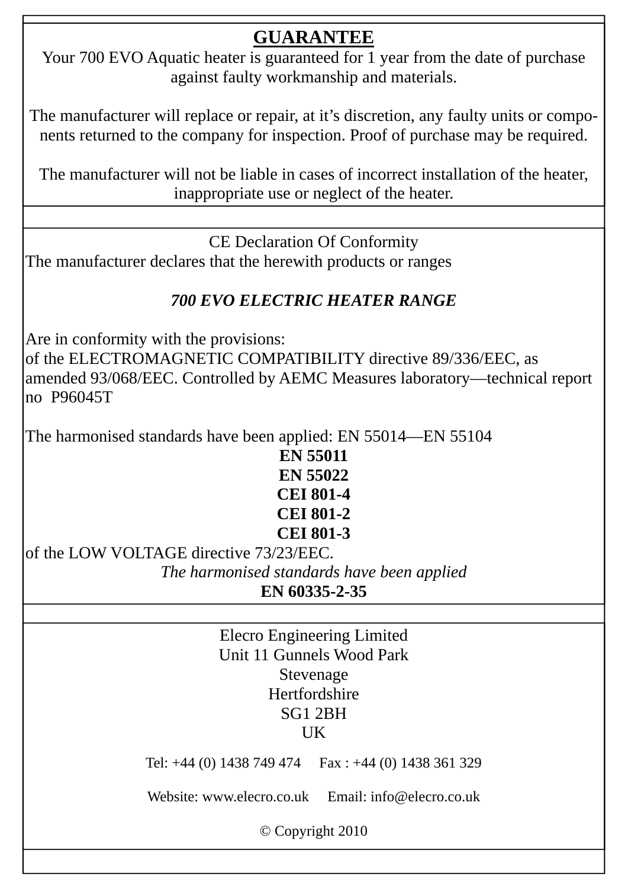## GUARANTEE

Your 700 EVO Aquatic heater is guaranteed for 1 year from the date of purchase against faulty workmanship and materials.

The manufacturer will replace or repair, at it’s discretion, any faulty units or components returned to the company for inspection. Proof of purchase may be required.

The manufacturer will not be liable in cases of incorrect installation of the heater, inappropriate use or neglect of the heater.

CE Declaration Of Conformity

The manufacturer declares that the herewith products or ranges

***700 EVO ELECTRIC HEATER RANGE***

Are in conformity with the provisions:
of the ELECTROMAGNETIC COMPATIBILITY directive 89/336/EEC, as amended 93/068/EEC. Controlled by AEMC Measures laboratory—technical report no P96045T

The harmonised standards have been applied: EN 55014—EN 55104

**EN 55011**
**EN 55022**
**CEI 801-4**
**CEI 801-2**
**CEI 801-3**

of the LOW VOLTAGE directive 73/23/EEC.

*The harmonised standards have been applied*

**EN 60335-2-35**

Elecro Engineering Limited
Unit 11 Gunnels Wood Park
Stevenage
Hertfordshire
SG1 2BH
UK

Tel: +44 (0) 1438 749 474 Fax : +44 (0) 1438 361 329

Website: www.elecro.co.uk Email: info@elecro.co.uk

© Copyright 2010